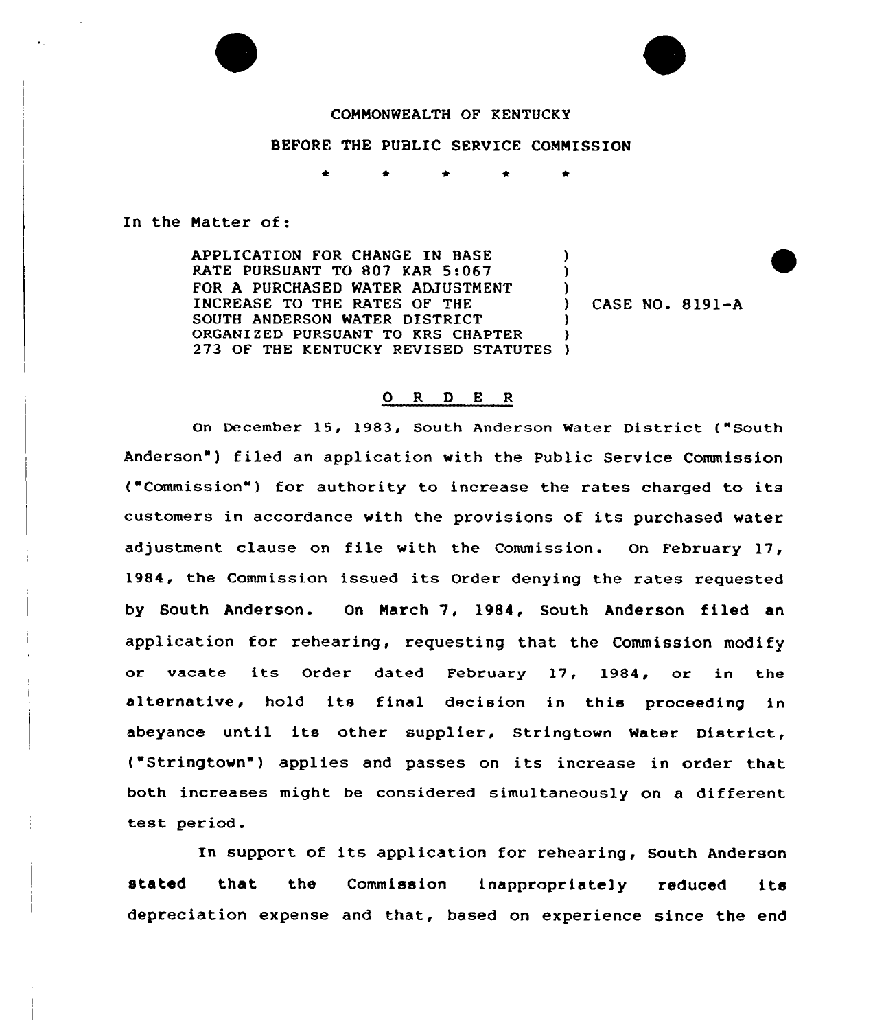COMMONWEALTH OF KENTUCKY

BEFORE THE PUBLIC SERVICE COMMISSION

\* \* \* \* \*

In the Matter of:

| | | |
|---|---|---|
| APPLICATION FOR CHANGE IN BASE RATE PURSUANT TO 807 KAR 5:067 FOR A PURCHASED WATER ADJUSTMENT INCREASE TO THE RATES OF THE SOUTH ANDERSON WATER DISTRICT ORGANIZED PURSUANT TO KRS CHAPTER 273 OF THE KENTUCKY REVISED STATUTES | ) | CASE NO. 8191-A |

## O R D E R

On December 15, 1983, South Anderson Water District ("South Anderson") filed an application with the Public Service Commission ("Commission") for authority to increase the rates charged to its customers in accordance with the provisions of its purchased water adjustment clause on file with the Commission. On February 17, 1984, the Commission issued its Order denying the rates requested by South Anderson. On March 7, 1984, South Anderson filed an application for rehearing, requesting that the Commission modify or vacate its Order dated February 17, 1984, or in the alternative, hold its final decision in this proceeding in abeyance until its other supplier, Stringtown Water District, ("Stringtown") applies and passes on its increase in order that both increases might be considered simultaneously on a different test period.

In support of its application for rehearing, South Anderson stated that the Commission inappropriately reduced its depreciation expense and that, based on experience since the end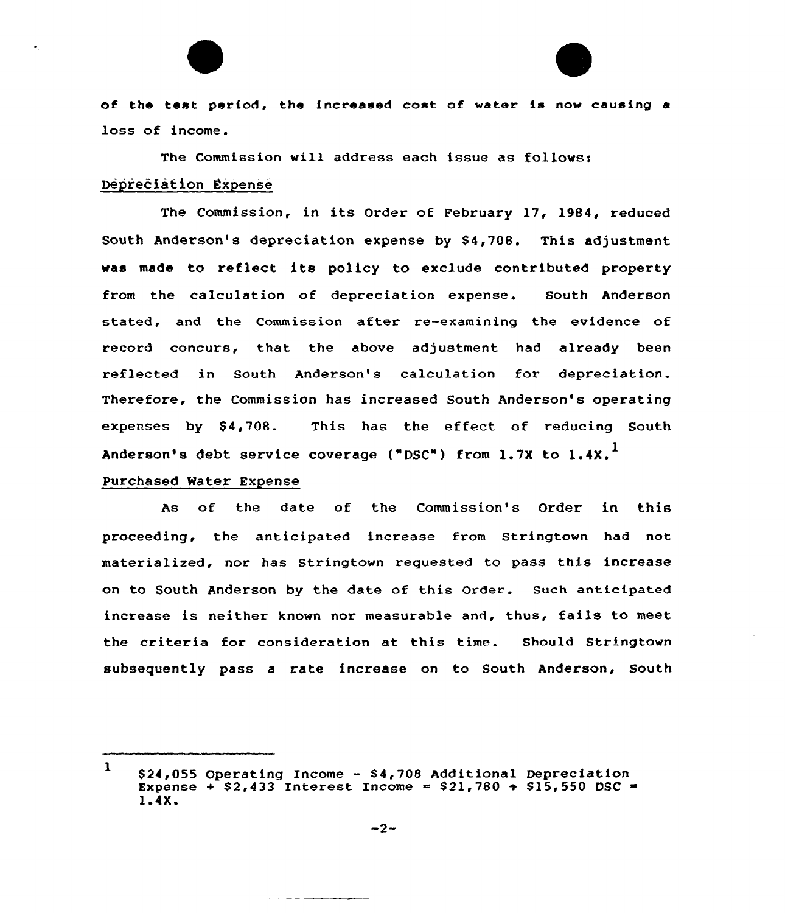of the test period, the increased cost of water is now causing a loss of income.

The Commission will address each issue as follows:

Depreciation Expense

The Commission, in its Order of February 17, 1984, reduced South Anderson's depreciation expense by $4,708. This adjustment was made to reflect its policy to exclude contributed property from the calculation of depreciation expense. South Anderson stated, and the Commission after re-examining the evidence of record concurs, that the above adjustment had already been reflected in South Anderson's calculation for depreciation. Therefore, the Commission has increased South Anderson's operating expenses by $4,708. This has the effect of reducing South Anderson's debt service coverage ("DSC") from 1.7X to 1.4X.[1]

Purchased Water Expense

As of the date of the Commission's Order in this proceeding, the anticipated increase from Stringtown had not materialized, nor has Stringtown requested to pass this increase on to South Anderson by the date of this Order. Such anticipated increase is neither known nor measurable and, thus, fails to meet the criteria for consideration at this time. Should Stringtown subsequently pass a rate increase on to South Anderson, South

---

[1] $24,055 Operating Income - $4,708 Additional Depreciation Expense + $2,433 Interest Income = $21,780 ÷ $15,550 DSC = 1.4X.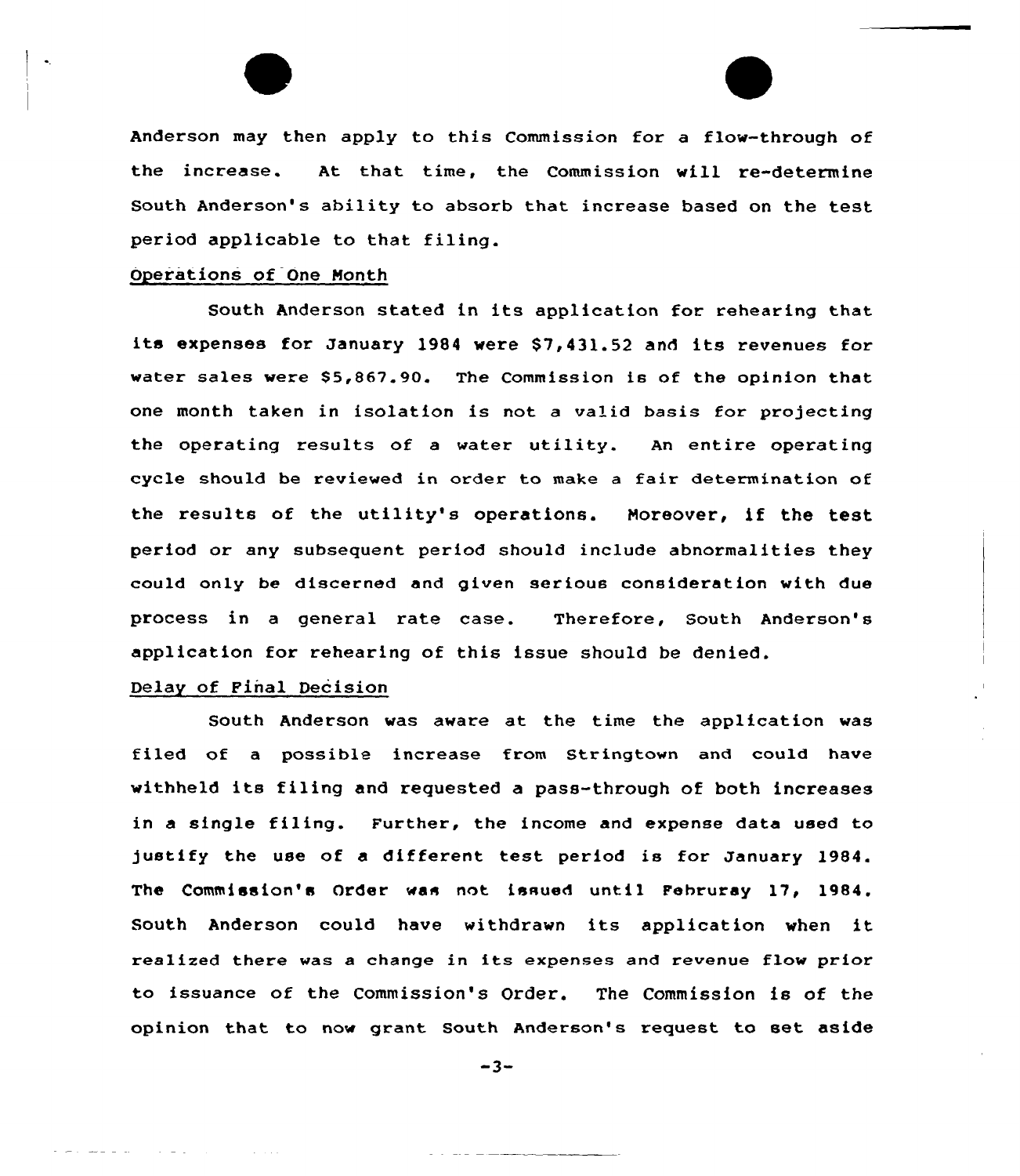Anderson may then apply to this Commission for a flow-through of the increase. At that time, the Commission will re-determine South Anderson's ability to absorb that increase based on the test period applicable to that filing.

Operations of One Month

South Anderson stated in its application for rehearing that its expenses for January 1984 were $7,431.52 and its revenues for water sales were $5,867.90. The Commission is of the opinion that one month taken in isolation is not a valid basis for projecting the operating results of a water utility. An entire operating cycle should be reviewed in order to make a fair determination of the results of the utility's operations. Moreover, if the test period or any subsequent period should include abnormalities they could only be discerned and given serious consideration with due process in a general rate case. Therefore, South Anderson's application for rehearing of this issue should be denied.

Delay of Final Decision

South Anderson was aware at the time the application was filed of a possible increase from Stringtown and could have withheld its filing and requested a pass-through of both increases in a single filing. Further, the income and expense data used to justify the use of a different test period is for January 1984. The Commission's Order was not issued until Februray 17, 1984. South Anderson could have withdrawn its application when it realized there was a change in its expenses and revenue flow prior to issuance of the Commission's Order. The Commission is of the opinion that to now grant South Anderson's request to set aside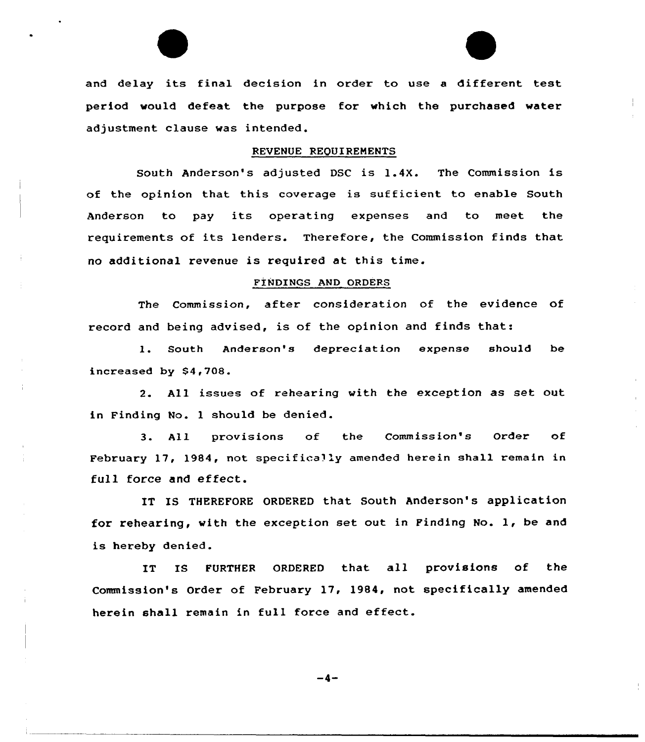and delay its final decision in order to use a different test period would defeat the purpose for which the purchased water adjustment clause was intended.

## REVENUE REQUIREMENTS

South Anderson's adjusted DSC is 1.4X. The Commission is of the opinion that this coverage is sufficient to enable South Anderson to pay its operating expenses and to meet the requirements of its lenders. Therefore, the Commission finds that no additional revenue is required at this time.

## FINDINGS AND ORDERS

The Commission, after consideration of the evidence of record and being advised, is of the opinion and finds that:

1. South Anderson's depreciation expense should be increased by $4,708.

2. All issues of rehearing with the exception as set out in Finding No. 1 should be denied.

3. All provisions of the Commission's Order of February 17, 1984, not specifically amended herein shall remain in full force and effect.

IT IS THEREFORE ORDERED that South Anderson's application for rehearing, with the exception set out in Finding No. 1, be and is hereby denied.

IT IS FURTHER ORDERED that all provisions of the Commission's Order of February 17, 1984, not specifically amended herein shall remain in full force and effect.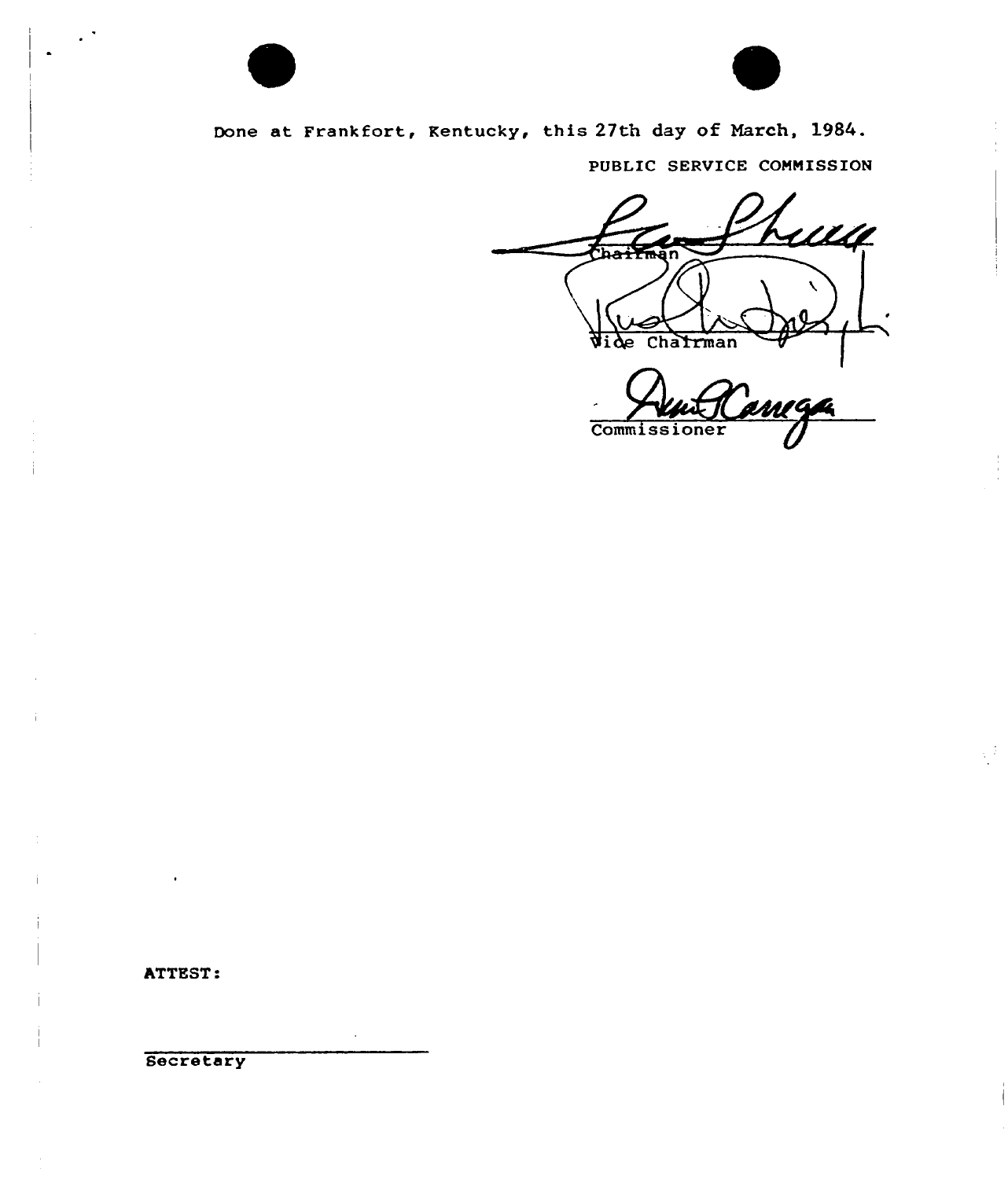Done at Frankfort, Kentucky, this 27th day of March, 1984.

PUBLIC SERVICE COMMISSION

Chairman

Vice Chairman

Commissioner

ATTEST:

Secretary